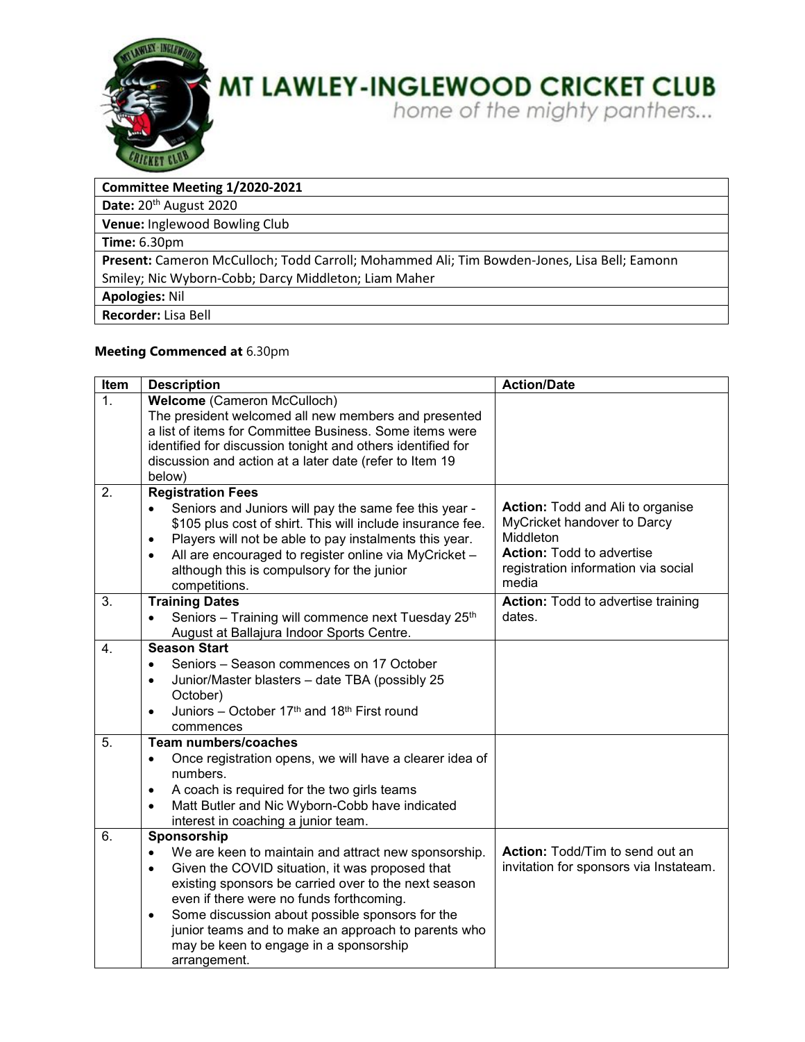# MT LAWLEY-INGLEWOOD CRICKET CLUB

*home of the mighty panthers...*

| **Committee Meeting 1/2020-2021** |
|---|
| **Date:** 20th August 2020 |
| **Venue:** Inglewood Bowling Club |
| **Time:** 6.30pm |
| **Present:** Cameron McCulloch; Todd Carroll; Mohammed Ali; Tim Bowden-Jones, Lisa Bell; Eamonn Smiley; Nic Wyborn-Cobb; Darcy Middleton; Liam Maher |
| **Apologies:** Nil |
| **Recorder:** Lisa Bell |

**Meeting Commenced at** 6.30pm

| Item | Description | Action/Date |
|---|---|---|
| 1. | **Welcome** (Cameron McCulloch)<br>The president welcomed all new members and presented a list of items for Committee Business. Some items were identified for discussion tonight and others identified for discussion and action at a later date (refer to Item 19 below) | |
| 2. | **Registration Fees**<br>• Seniors and Juniors will pay the same fee this year - $105 plus cost of shirt. This will include insurance fee.<br>• Players will not be able to pay instalments this year.<br>• All are encouraged to register online via MyCricket – although this is compulsory for the junior competitions. | **Action:** Todd and Ali to organise MyCricket handover to Darcy Middleton<br>**Action:** Todd to advertise registration information via social media |
| 3. | **Training Dates**<br>• Seniors – Training will commence next Tuesday 25th August at Ballajura Indoor Sports Centre. | **Action:** Todd to advertise training dates. |
| 4. | **Season Start**<br>• Seniors – Season commences on 17 October<br>• Junior/Master blasters – date TBA (possibly 25 October)<br>• Juniors – October 17th and 18th First round commences | |
| 5. | **Team numbers/coaches**<br>• Once registration opens, we will have a clearer idea of numbers.<br>• A coach is required for the two girls teams<br>• Matt Butler and Nic Wyborn-Cobb have indicated interest in coaching a junior team. | |
| 6. | **Sponsorship**<br>• We are keen to maintain and attract new sponsorship.<br>• Given the COVID situation, it was proposed that existing sponsors be carried over to the next season even if there were no funds forthcoming.<br>• Some discussion about possible sponsors for the junior teams and to make an approach to parents who may be keen to engage in a sponsorship arrangement. | **Action:** Todd/Tim to send out an invitation for sponsors via Instateam. |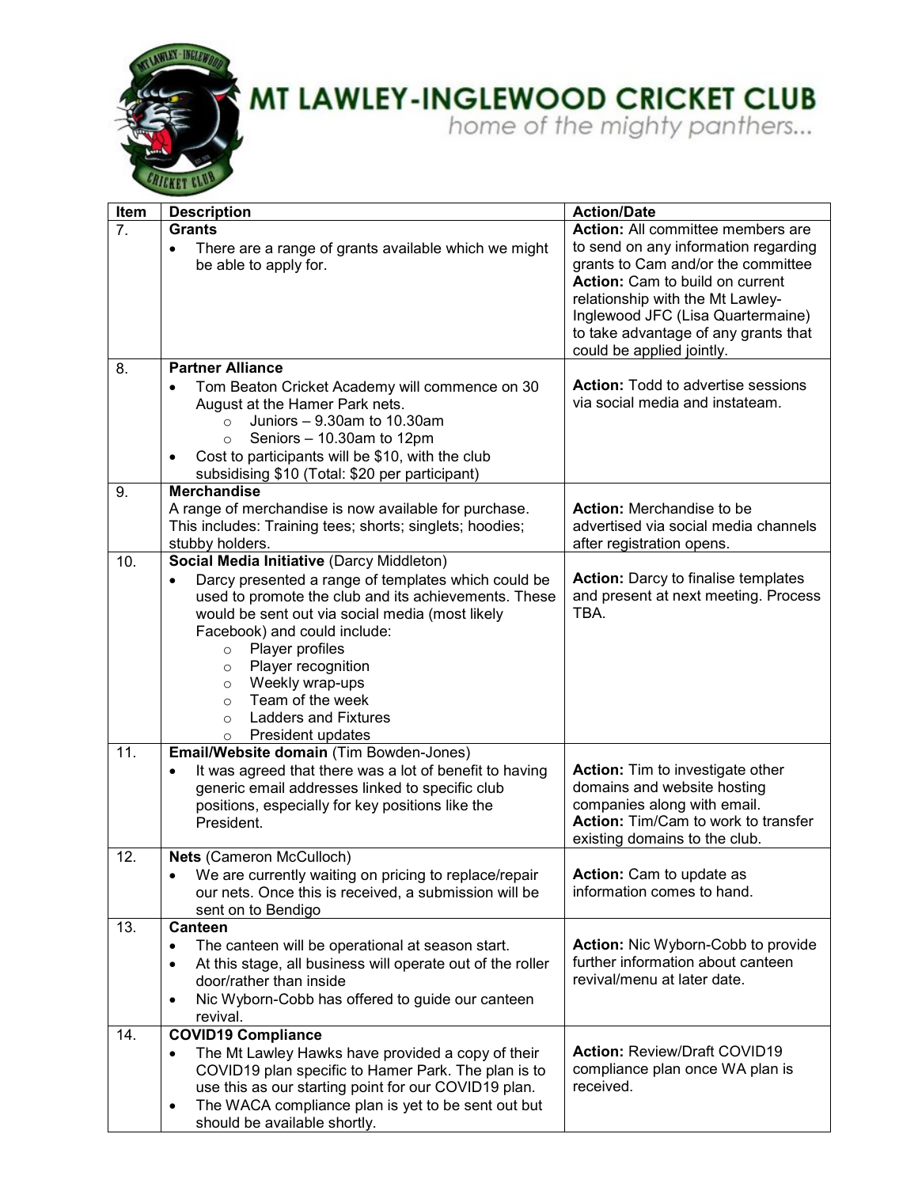# MT LAWLEY-INGLEWOOD CRICKET CLUB

*home of the mighty panthers...*

| Item | Description | Action/Date |
|---|---|---|
| 7. | **Grants**<br>• There are a range of grants available which we might be able to apply for. | **Action:** All committee members are to send on any information regarding grants to Cam and/or the committee<br>**Action:** Cam to build on current relationship with the Mt Lawley-Inglewood JFC (Lisa Quartermaine) to take advantage of any grants that could be applied jointly. |
| 8. | **Partner Alliance**<br>• Tom Beaton Cricket Academy will commence on 30 August at the Hamer Park nets.<br>  ○ Juniors – 9.30am to 10.30am<br>  ○ Seniors – 10.30am to 12pm<br>• Cost to participants will be $10, with the club subsidising $10 (Total: $20 per participant) | **Action:** Todd to advertise sessions via social media and instateam. |
| 9. | **Merchandise**<br>A range of merchandise is now available for purchase. This includes: Training tees; shorts; singlets; hoodies; stubby holders. | **Action:** Merchandise to be advertised via social media channels after registration opens. |
| 10. | **Social Media Initiative** (Darcy Middleton)<br>• Darcy presented a range of templates which could be used to promote the club and its achievements. These would be sent out via social media (most likely Facebook) and could include:<br>  ○ Player profiles<br>  ○ Player recognition<br>  ○ Weekly wrap-ups<br>  ○ Team of the week<br>  ○ Ladders and Fixtures<br>  ○ President updates | **Action:** Darcy to finalise templates and present at next meeting. Process TBA. |
| 11. | **Email/Website domain** (Tim Bowden-Jones)<br>• It was agreed that there was a lot of benefit to having generic email addresses linked to specific club positions, especially for key positions like the President. | **Action:** Tim to investigate other domains and website hosting companies along with email.<br>**Action:** Tim/Cam to work to transfer existing domains to the club. |
| 12. | **Nets** (Cameron McCulloch)<br>• We are currently waiting on pricing to replace/repair our nets. Once this is received, a submission will be sent on to Bendigo | **Action:** Cam to update as information comes to hand. |
| 13. | **Canteen**<br>• The canteen will be operational at season start.<br>• At this stage, all business will operate out of the roller door/rather than inside<br>• Nic Wyborn-Cobb has offered to guide our canteen revival. | **Action:** Nic Wyborn-Cobb to provide further information about canteen revival/menu at later date. |
| 14. | **COVID19 Compliance**<br>• The Mt Lawley Hawks have provided a copy of their COVID19 plan specific to Hamer Park. The plan is to use this as our starting point for our COVID19 plan.<br>• The WACA compliance plan is yet to be sent out but should be available shortly. | **Action:** Review/Draft COVID19 compliance plan once WA plan is received. |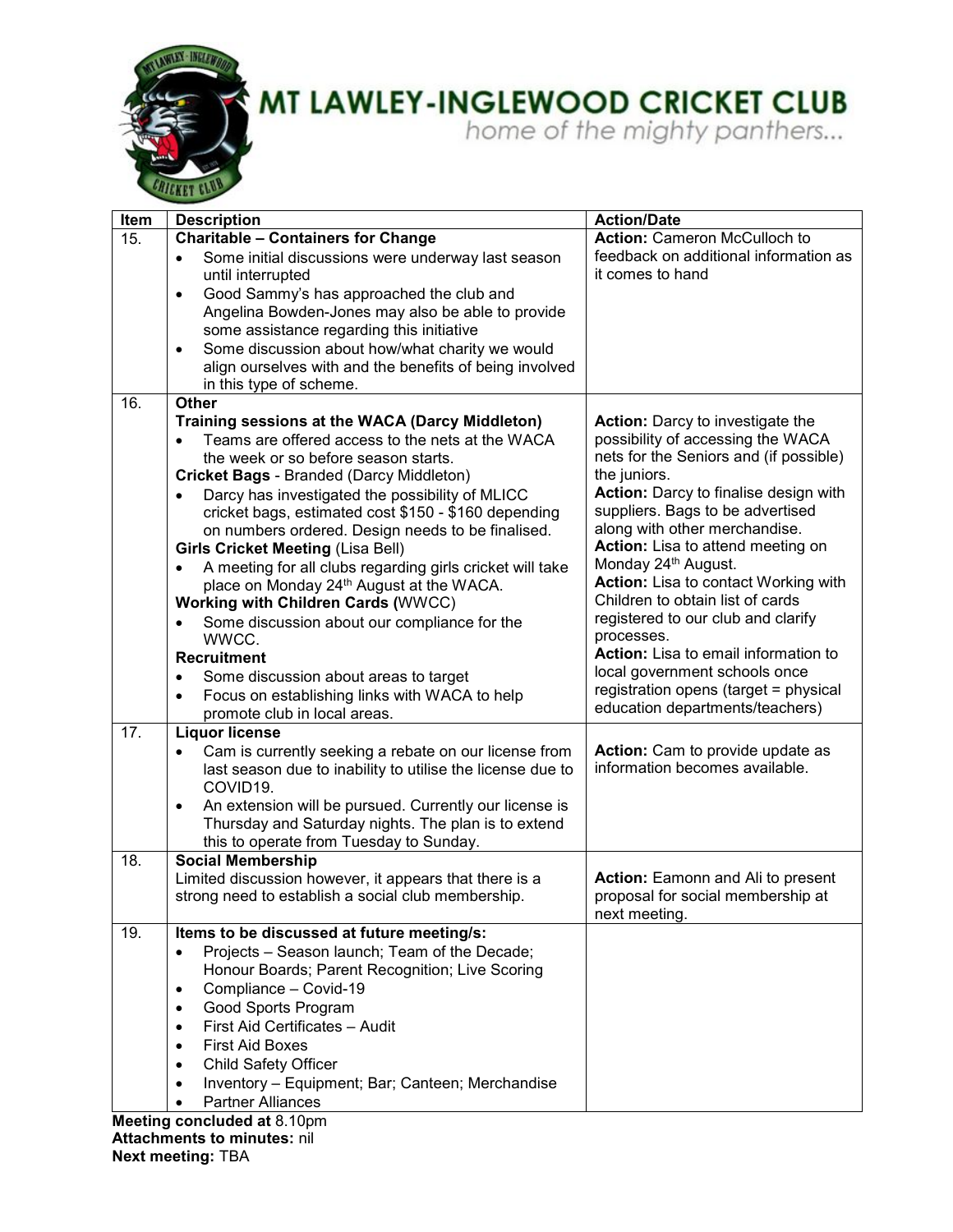# MT LAWLEY-INGLEWOOD CRICKET CLUB

*home of the mighty panthers...*

| Item | Description | Action/Date |
|---|---|---|
| 15. | **Charitable – Containers for Change**<br>• Some initial discussions were underway last season until interrupted<br>• Good Sammy's has approached the club and Angelina Bowden-Jones may also be able to provide some assistance regarding this initiative<br>• Some discussion about how/what charity we would align ourselves with and the benefits of being involved in this type of scheme. | **Action:** Cameron McCulloch to feedback on additional information as it comes to hand |
| 16. | **Other**<br>**Training sessions at the WACA (Darcy Middleton)**<br>• Teams are offered access to the nets at the WACA the week or so before season starts.<br>**Cricket Bags** - Branded (Darcy Middleton)<br>• Darcy has investigated the possibility of MLICC cricket bags, estimated cost $150 - $160 depending on numbers ordered. Design needs to be finalised.<br>**Girls Cricket Meeting** (Lisa Bell)<br>• A meeting for all clubs regarding girls cricket will take place on Monday 24th August at the WACA.<br>**Working with Children Cards (**WWCC)<br>• Some discussion about our compliance for the WWCC.<br>**Recruitment**<br>• Some discussion about areas to target<br>• Focus on establishing links with WACA to help promote club in local areas. | **Action:** Darcy to investigate the possibility of accessing the WACA nets for the Seniors and (if possible) the juniors.<br>**Action:** Darcy to finalise design with suppliers. Bags to be advertised along with other merchandise.<br>**Action:** Lisa to attend meeting on Monday 24th August.<br>**Action:** Lisa to contact Working with Children to obtain list of cards registered to our club and clarify processes.<br>**Action:** Lisa to email information to local government schools once registration opens (target = physical education departments/teachers) |
| 17. | **Liquor license**<br>• Cam is currently seeking a rebate on our license from last season due to inability to utilise the license due to COVID19.<br>• An extension will be pursued. Currently our license is Thursday and Saturday nights. The plan is to extend this to operate from Tuesday to Sunday. | **Action:** Cam to provide update as information becomes available. |
| 18. | **Social Membership**<br>Limited discussion however, it appears that there is a strong need to establish a social club membership. | **Action:** Eamonn and Ali to present proposal for social membership at next meeting. |
| 19. | **Items to be discussed at future meeting/s:**<br>• Projects – Season launch; Team of the Decade; Honour Boards; Parent Recognition; Live Scoring<br>• Compliance – Covid-19<br>• Good Sports Program<br>• First Aid Certificates – Audit<br>• First Aid Boxes<br>• Child Safety Officer<br>• Inventory – Equipment; Bar; Canteen; Merchandise<br>• Partner Alliances | |

**Meeting concluded at** 8.10pm
**Attachments to minutes:** nil
**Next meeting:** TBA